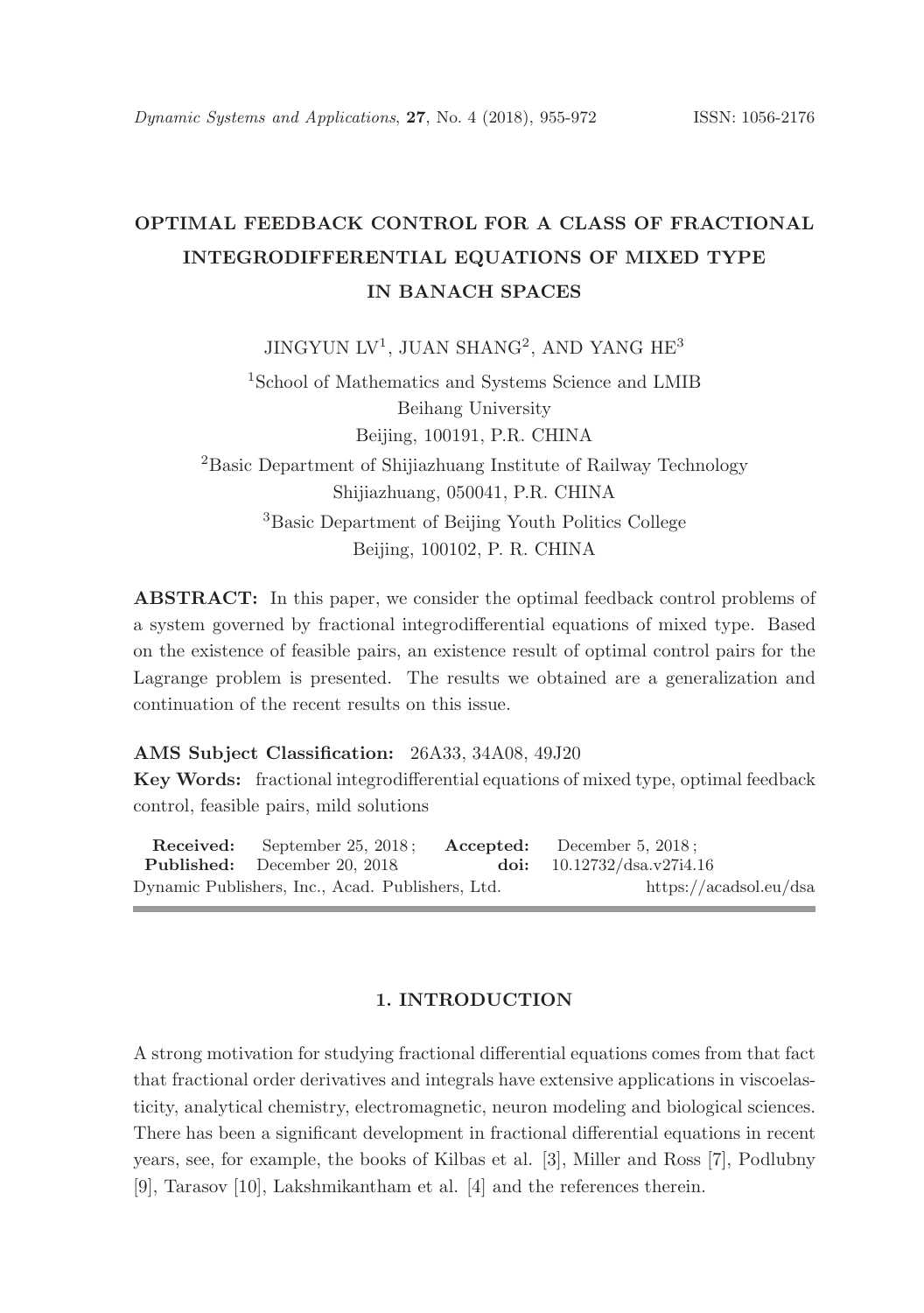# OPTIMAL FEEDBACK CONTROL FOR A CLASS OF FRACTIONAL INTEGRODIFFERENTIAL EQUATIONS OF MIXED TYPE IN BANACH SPACES

JINGYUN LV[1], JUAN SHANG[2], AND YANG HE[3]

[1]School of Mathematics and Systems Science and LMIB
Beihang University
Beijing, 100191, P.R. CHINA

[2]Basic Department of Shijiazhuang Institute of Railway Technology
Shijiazhuang, 050041, P.R. CHINA

[3]Basic Department of Beijing Youth Politics College
Beijing, 100102, P. R. CHINA

**ABSTRACT:** In this paper, we consider the optimal feedback control problems of a system governed by fractional integrodifferential equations of mixed type. Based on the existence of feasible pairs, an existence result of optimal control pairs for the Lagrange problem is presented. The results we obtained are a generalization and continuation of the recent results on this issue.

**AMS Subject Classification:** 26A33, 34A08, 49J20

**Key Words:** fractional integrodifferential equations of mixed type, optimal feedback control, feasible pairs, mild solutions

**Received:** September 25, 2018; **Accepted:** December 5, 2018;
**Published:** December 20, 2018 **doi:** 10.12732/dsa.v27i4.16
Dynamic Publishers, Inc., Acad. Publishers, Ltd. https://acadsol.eu/dsa

## 1. INTRODUCTION

A strong motivation for studying fractional differential equations comes from that fact that fractional order derivatives and integrals have extensive applications in viscoelasticity, analytical chemistry, electromagnetic, neuron modeling and biological sciences. There has been a significant development in fractional differential equations in recent years, see, for example, the books of Kilbas et al. [3], Miller and Ross [7], Podlubny [9], Tarasov [10], Lakshmikantham et al. [4] and the references therein.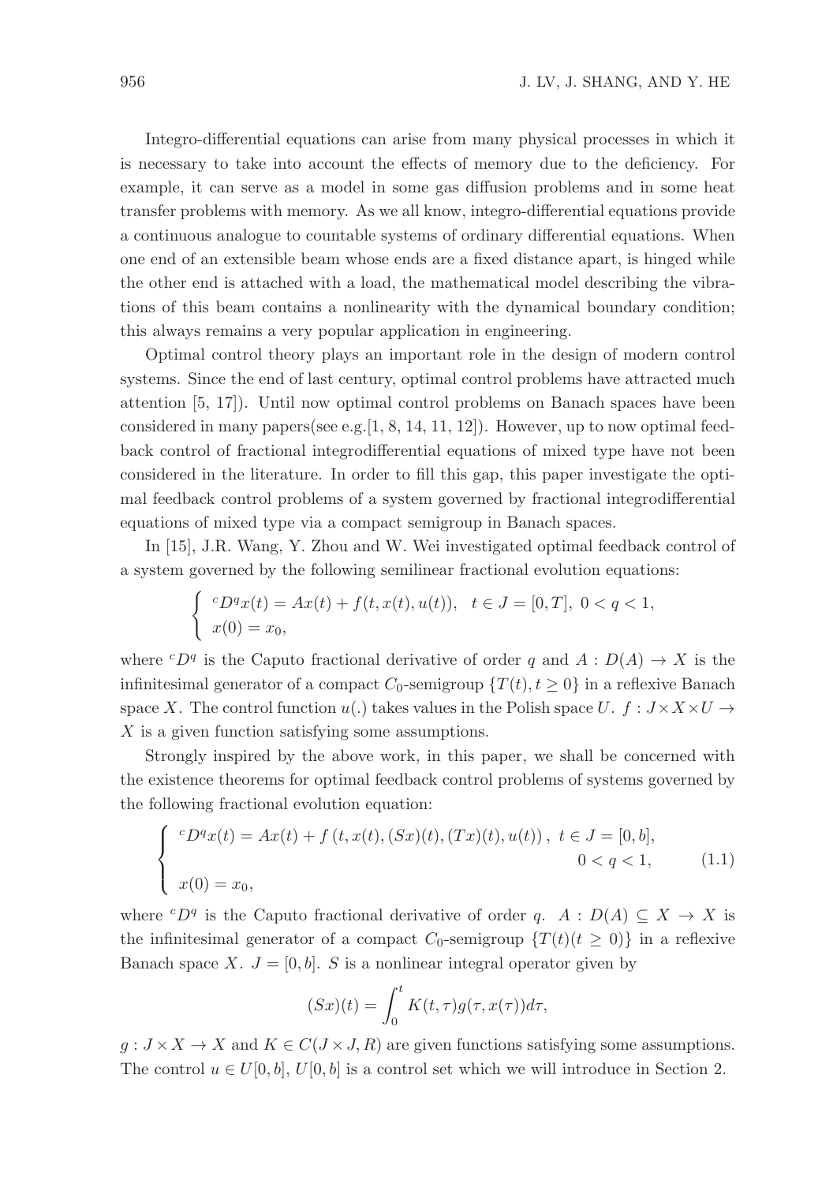Integro-differential equations can arise from many physical processes in which it is necessary to take into account the effects of memory due to the deficiency. For example, it can serve as a model in some gas diffusion problems and in some heat transfer problems with memory. As we all know, integro-differential equations provide a continuous analogue to countable systems of ordinary differential equations. When one end of an extensible beam whose ends are a fixed distance apart, is hinged while the other end is attached with a load, the mathematical model describing the vibrations of this beam contains a nonlinearity with the dynamical boundary condition; this always remains a very popular application in engineering.

Optimal control theory plays an important role in the design of modern control systems. Since the end of last century, optimal control problems have attracted much attention [5, 17]). Until now optimal control problems on Banach spaces have been considered in many papers(see e.g.[1, 8, 14, 11, 12]). However, up to now optimal feedback control of fractional integrodifferential equations of mixed type have not been considered in the literature. In order to fill this gap, this paper investigate the optimal feedback control problems of a system governed by fractional integrodifferential equations of mixed type via a compact semigroup in Banach spaces.

In [15], J.R. Wang, Y. Zhou and W. Wei investigated optimal feedback control of a system governed by the following semilinear fractional evolution equations:

$$\begin{cases} {}^cD^q x(t) = Ax(t) + f(t, x(t), u(t)), \quad t \in J = [0, T], \ 0 < q < 1, \\ x(0) = x_0, \end{cases}$$

where ${}^cD^q$ is the Caputo fractional derivative of order $q$ and $A : D(A) \to X$ is the infinitesimal generator of a compact $C_0$-semigroup $\{T(t), t \geq 0\}$ in a reflexive Banach space $X$. The control function $u(.)$ takes values in the Polish space $U$. $f : J \times X \times U \to X$ is a given function satisfying some assumptions.

Strongly inspired by the above work, in this paper, we shall be concerned with the existence theorems for optimal feedback control problems of systems governed by the following fractional evolution equation:

$$\begin{cases} {}^cD^q x(t) = Ax(t) + f\left(t, x(t), (Sx)(t), (Tx)(t), u(t)\right), \ t \in J = [0, b], \\ \qquad\qquad\qquad\qquad\qquad\qquad\qquad\qquad\qquad\qquad 0 < q < 1, \\ x(0) = x_0, \end{cases} \tag{1.1}$$

where ${}^cD^q$ is the Caputo fractional derivative of order $q$. $A : D(A) \subseteq X \to X$ is the infinitesimal generator of a compact $C_0$-semigroup $\{T(t)(t \geq 0)\}$ in a reflexive Banach space $X$. $J = [0, b]$. $S$ is a nonlinear integral operator given by

$$(Sx)(t) = \int_0^t K(t, \tau) g(\tau, x(\tau)) d\tau,$$

$g : J \times X \to X$ and $K \in C(J \times J, R)$ are given functions satisfying some assumptions. The control $u \in U[0, b]$, $U[0, b]$ is a control set which we will introduce in Section 2.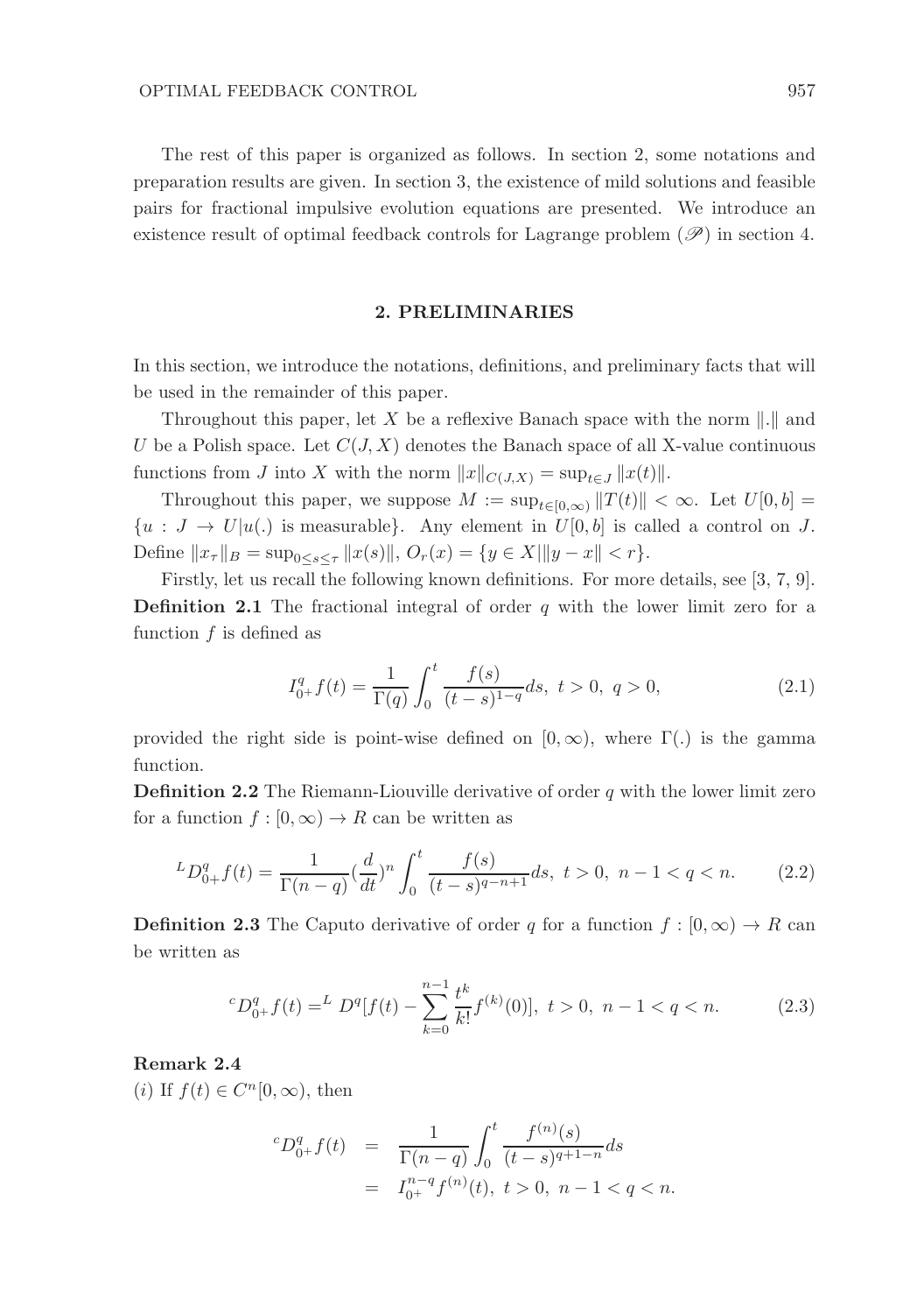The rest of this paper is organized as follows. In section 2, some notations and preparation results are given. In section 3, the existence of mild solutions and feasible pairs for fractional impulsive evolution equations are presented. We introduce an existence result of optimal feedback controls for Lagrange problem $(\mathscr{P})$ in section 4.

## 2. PRELIMINARIES

In this section, we introduce the notations, definitions, and preliminary facts that will be used in the remainder of this paper.

Throughout this paper, let $X$ be a reflexive Banach space with the norm $\|.\|$ and $U$ be a Polish space. Let $C(J,X)$ denotes the Banach space of all X-value continuous functions from $J$ into $X$ with the norm $\|x\|_{C(J,X)} = \sup_{t\in J}\|x(t)\|$.

Throughout this paper, we suppose $M := \sup_{t\in[0,\infty)}\|T(t)\| < \infty$. Let $U[0,b] = \{u : J \to U | u(.) \text{ is measurable}\}$. Any element in $U[0,b]$ is called a control on $J$. Define $\|x_\tau\|_B = \sup_{0\le s\le \tau}\|x(s)\|$, $O_r(x) = \{y \in X | \|y - x\| < r\}$.

Firstly, let us recall the following known definitions. For more details, see [3, 7, 9].

**Definition 2.1** The fractional integral of order $q$ with the lower limit zero for a function $f$ is defined as

$$I^q_{0^+}f(t) = \frac{1}{\Gamma(q)}\int_0^t \frac{f(s)}{(t-s)^{1-q}}ds,\ t > 0,\ q > 0, \tag{2.1}$$

provided the right side is point-wise defined on $[0,\infty)$, where $\Gamma(.)$ is the gamma function.

**Definition 2.2** The Riemann-Liouville derivative of order $q$ with the lower limit zero for a function $f : [0,\infty) \to R$ can be written as

$$^LD^q_{0^+}f(t) = \frac{1}{\Gamma(n-q)}(\frac{d}{dt})^n\int_0^t \frac{f(s)}{(t-s)^{q-n+1}}ds,\ t > 0,\ n-1 < q < n. \tag{2.2}$$

**Definition 2.3** The Caputo derivative of order $q$ for a function $f : [0,\infty) \to R$ can be written as

$$^cD^q_{0^+}f(t) = ^L D^q[f(t) - \sum_{k=0}^{n-1}\frac{t^k}{k!}f^{(k)}(0)],\ t > 0,\ n-1 < q < n. \tag{2.3}$$

**Remark 2.4**

$(i)$ If $f(t) \in C^n[0,\infty)$, then

$$\begin{aligned} ^cD^q_{0^+}f(t) &= \frac{1}{\Gamma(n-q)}\int_0^t \frac{f^{(n)}(s)}{(t-s)^{q+1-n}}ds \\ &= I^{n-q}_{0^+}f^{(n)}(t),\ t > 0,\ n-1 < q < n. \end{aligned}$$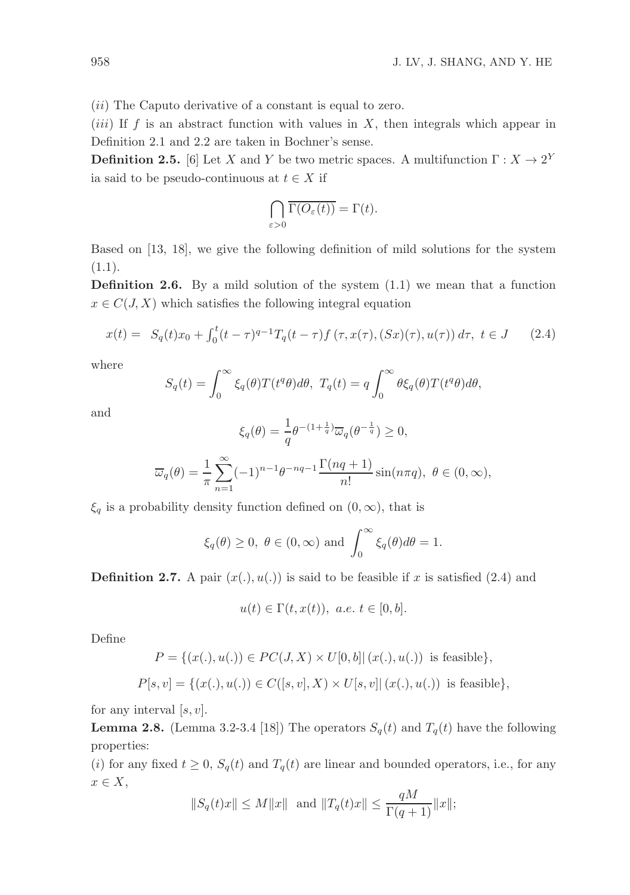$(ii)$ The Caputo derivative of a constant is equal to zero.

$(iii)$ If $f$ is an abstract function with values in $X$, then integrals which appear in Definition 2.1 and 2.2 are taken in Bochner's sense.

**Definition 2.5.** [6] Let $X$ and $Y$ be two metric spaces. A multifunction $\Gamma : X \to 2^Y$ ia said to be pseudo-continuous at $t \in X$ if

$$\bigcap_{\varepsilon>0} \overline{\Gamma(O_\varepsilon(t))} = \Gamma(t).$$

Based on [13, 18], we give the following definition of mild solutions for the system (1.1).

**Definition 2.6.** By a mild solution of the system (1.1) we mean that a function $x \in C(J, X)$ which satisfies the following integral equation

$$x(t) = S_q(t)x_0 + \int_0^t (t-\tau)^{q-1} T_q(t-\tau) f\left(\tau, x(\tau), (Sx)(\tau), u(\tau)\right) d\tau, \; t \in J \qquad (2.4)$$

where

$$S_q(t) = \int_0^\infty \xi_q(\theta) T(t^q\theta) d\theta, \; T_q(t) = q\int_0^\infty \theta \xi_q(\theta) T(t^q\theta) d\theta,$$

and

$$\xi_q(\theta) = \frac{1}{q}\theta^{-(1+\frac{1}{q})}\overline{\varpi}_q(\theta^{-\frac{1}{q}}) \geq 0,$$

$$\overline{\varpi}_q(\theta) = \frac{1}{\pi}\sum_{n=1}^\infty (-1)^{n-1}\theta^{-nq-1}\frac{\Gamma(nq+1)}{n!}\sin(n\pi q), \; \theta \in (0, \infty),$$

$\xi_q$ is a probability density function defined on $(0, \infty)$, that is

$$\xi_q(\theta) \geq 0, \; \theta \in (0, \infty) \text{ and } \int_0^\infty \xi_q(\theta) d\theta = 1.$$

**Definition 2.7.** A pair $(x(.), u(.))$ is said to be feasible if $x$ is satisfied (2.4) and

$$u(t) \in \Gamma(t, x(t)), \; a.e. \; t \in [0, b].$$

Define

$$P = \{(x(.), u(.)) \in PC(J, X) \times U[0, b] |\, (x(.), u(.)) \text{ is feasible}\},$$

$$P[s, v] = \{(x(.), u(.)) \in C([s, v], X) \times U[s, v] |\, (x(.), u(.)) \text{ is feasible}\},$$

for any interval $[s, v]$.

**Lemma 2.8.** (Lemma 3.2-3.4 [18]) The operators $S_q(t)$ and $T_q(t)$ have the following properties:

$(i)$ for any fixed $t \geq 0$, $S_q(t)$ and $T_q(t)$ are linear and bounded operators, i.e., for any $x \in X$,

$$\|S_q(t)x\| \leq M\|x\| \text{ and } \|T_q(t)x\| \leq \frac{qM}{\Gamma(q+1)}\|x\|;$$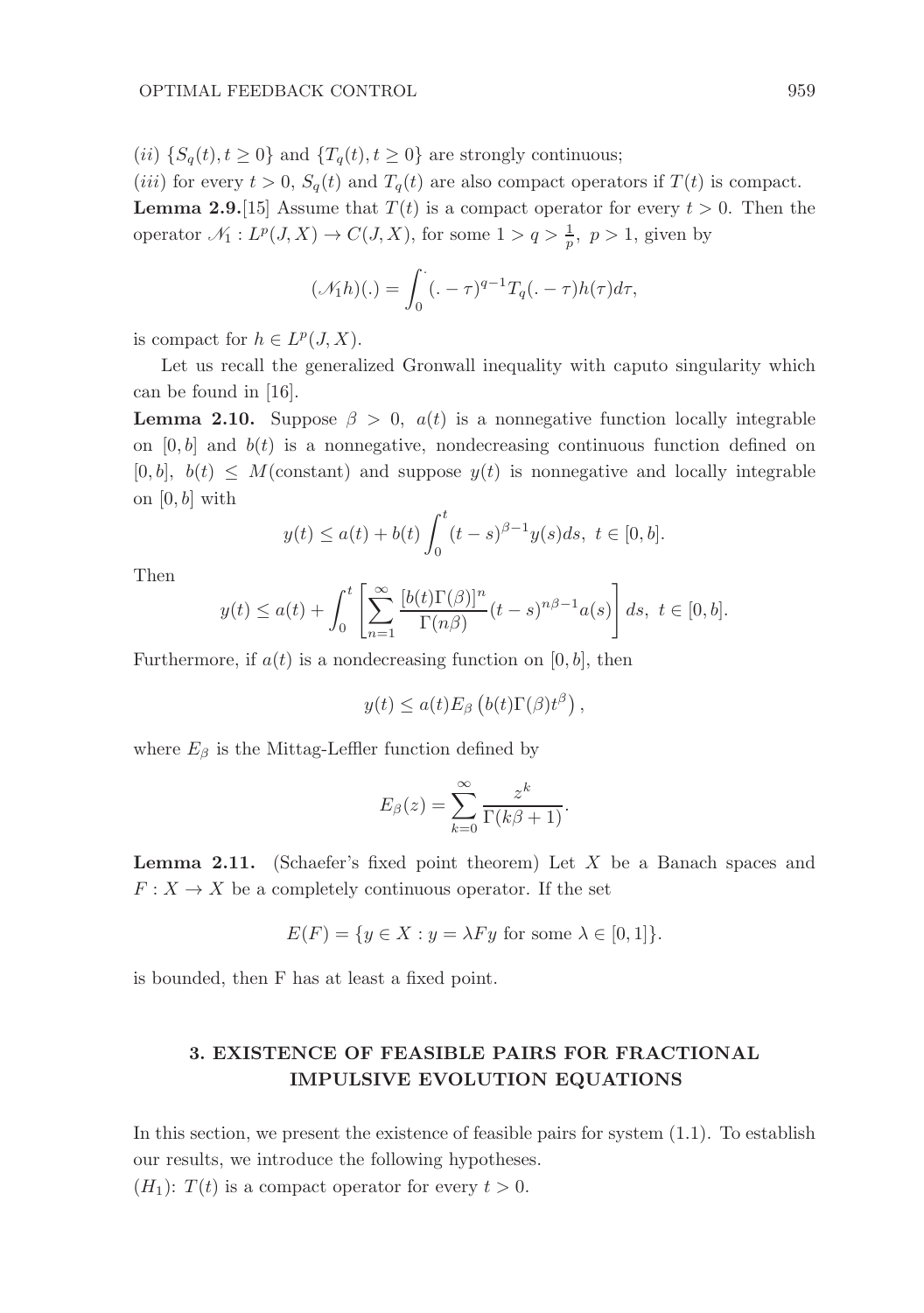(*ii*) $\{S_q(t), t \geq 0\}$ and $\{T_q(t), t \geq 0\}$ are strongly continuous;

(*iii*) for every $t > 0$, $S_q(t)$ and $T_q(t)$ are also compact operators if $T(t)$ is compact.

**Lemma 2.9.**[15] Assume that $T(t)$ is a compact operator for every $t > 0$. Then the operator $\mathscr{N}_1 : L^p(J, X) \to C(J, X)$, for some $1 > q > \frac{1}{p},\ p > 1$, given by

$$(\mathscr{N}_1 h)(.) = \int_0^{.} (. - \tau)^{q-1} T_q(. - \tau) h(\tau) d\tau,$$

is compact for $h \in L^p(J, X)$.

Let us recall the generalized Gronwall inequality with caputo singularity which can be found in [16].

**Lemma 2.10.** Suppose $\beta > 0$, $a(t)$ is a nonnegative function locally integrable on $[0, b]$ and $b(t)$ is a nonnegative, nondecreasing continuous function defined on $[0, b]$, $b(t) \leq M$(constant) and suppose $y(t)$ is nonnegative and locally integrable on $[0, b]$ with

$$y(t) \leq a(t) + b(t) \int_0^t (t - s)^{\beta - 1} y(s) ds,\ t \in [0, b].$$

Then

$$y(t) \leq a(t) + \int_0^t \left[ \sum_{n=1}^{\infty} \frac{[b(t)\Gamma(\beta)]^n}{\Gamma(n\beta)} (t - s)^{n\beta - 1} a(s) \right] ds,\ t \in [0, b].$$

Furthermore, if $a(t)$ is a nondecreasing function on $[0, b]$, then

$$y(t) \leq a(t) E_\beta \left( b(t) \Gamma(\beta) t^\beta \right),$$

where $E_\beta$ is the Mittag-Leffler function defined by

$$E_\beta(z) = \sum_{k=0}^{\infty} \frac{z^k}{\Gamma(k\beta + 1)}.$$

**Lemma 2.11.** (Schaefer's fixed point theorem) Let $X$ be a Banach spaces and $F : X \to X$ be a completely continuous operator. If the set

$$E(F) = \{y \in X : y = \lambda F y \text{ for some } \lambda \in [0, 1]\}.$$

is bounded, then F has at least a fixed point.

## 3. EXISTENCE OF FEASIBLE PAIRS FOR FRACTIONAL IMPULSIVE EVOLUTION EQUATIONS

In this section, we present the existence of feasible pairs for system (1.1). To establish our results, we introduce the following hypotheses.

$(H_1)$: $T(t)$ is a compact operator for every $t > 0$.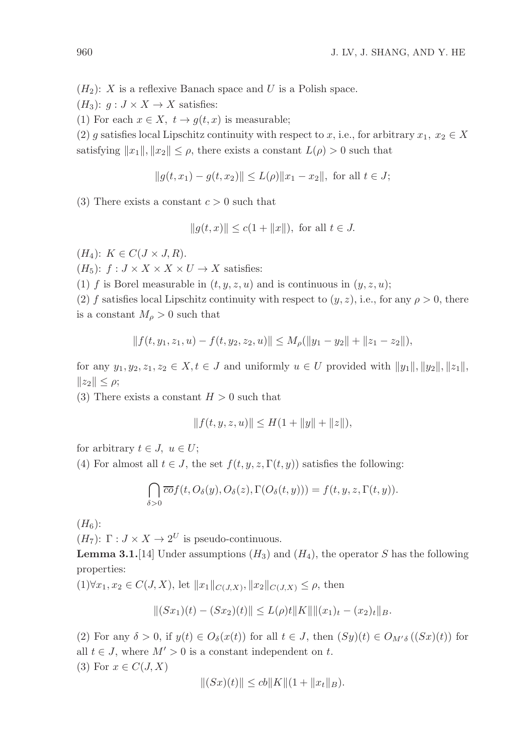$(H_2)$: $X$ is a reflexive Banach space and $U$ is a Polish space.

$(H_3)$: $g : J \times X \to X$ satisfies:

(1) For each $x \in X$, $t \to g(t, x)$ is measurable;

(2) $g$ satisfies local Lipschitz continuity with respect to $x$, i.e., for arbitrary $x_1, x_2 \in X$ satisfying $\|x_1\|, \|x_2\| \leq \rho$, there exists a constant $L(\rho) > 0$ such that

$$\|g(t, x_1) - g(t, x_2)\| \leq L(\rho)\|x_1 - x_2\|, \text{ for all } t \in J;$$

(3) There exists a constant $c > 0$ such that

$$\|g(t, x)\| \leq c(1 + \|x\|), \text{ for all } t \in J.$$

$(H_4)$: $K \in C(J \times J, R)$.

$(H_5)$: $f : J \times X \times X \times U \to X$ satisfies:

(1) $f$ is Borel measurable in $(t, y, z, u)$ and is continuous in $(y, z, u)$;

(2) $f$ satisfies local Lipschitz continuity with respect to $(y, z)$, i.e., for any $\rho > 0$, there is a constant $M_\rho > 0$ such that

$$\|f(t, y_1, z_1, u) - f(t, y_2, z_2, u)\| \leq M_\rho(\|y_1 - y_2\| + \|z_1 - z_2\|),$$

for any $y_1, y_2, z_1, z_2 \in X, t \in J$ and uniformly $u \in U$ provided with $\|y_1\|, \|y_2\|, \|z_1\|, \|z_2\| \leq \rho$;

(3) There exists a constant $H > 0$ such that

$$\|f(t, y, z, u)\| \leq H(1 + \|y\| + \|z\|),$$

for arbitrary $t \in J$, $u \in U$;

(4) For almost all $t \in J$, the set $f(t, y, z, \Gamma(t, y))$ satisfies the following:

$$\bigcap_{\delta > 0} \overline{co} f(t, O_\delta(y), O_\delta(z), \Gamma(O_\delta(t, y))) = f(t, y, z, \Gamma(t, y)).$$

$(H_6)$:

$(H_7)$: $\Gamma : J \times X \to 2^U$ is pseudo-continuous.

**Lemma 3.1.**[14] Under assumptions $(H_3)$ and $(H_4)$, the operator $S$ has the following properties:

(1)$\forall x_1, x_2 \in C(J, X)$, let $\|x_1\|_{C(J,X)}, \|x_2\|_{C(J,X)} \leq \rho$, then

$$\|(Sx_1)(t) - (Sx_2)(t)\| \leq L(\rho)t\|K\|\|(x_1)_t - (x_2)_t\|_B.$$

(2) For any $\delta > 0$, if $y(t) \in O_\delta(x(t))$ for all $t \in J$, then $(Sy)(t) \in O_{M'\delta}((Sx)(t))$ for all $t \in J$, where $M' > 0$ is a constant independent on $t$.

(3) For $x \in C(J, X)$

$$\|(Sx)(t)\| \leq cb\|K\|(1 + \|x_t\|_B).$$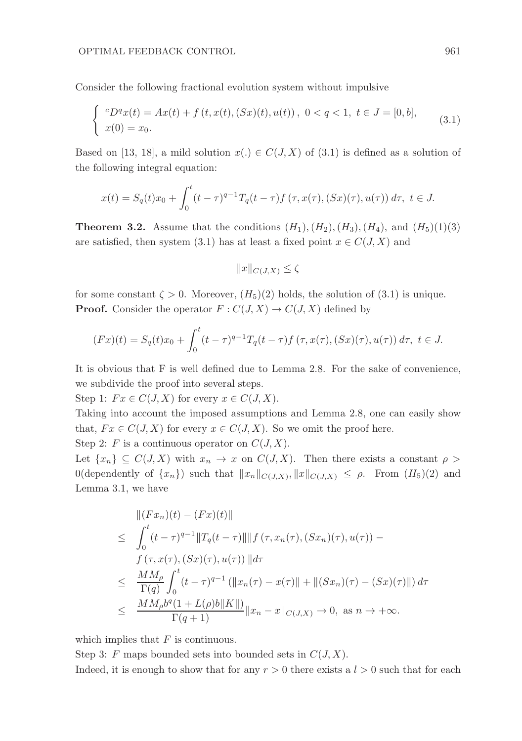Consider the following fractional evolution system without impulsive

$$
\begin{cases} {}^cD^q x(t) = Ax(t) + f\left(t, x(t), (Sx)(t), u(t)\right), \ 0 < q < 1, \ t \in J = [0, b], \\ x(0) = x_0. \end{cases} \tag{3.1}
$$

Based on [13, 18], a mild solution $x(.) \in C(J, X)$ of (3.1) is defined as a solution of the following integral equation:

$$
x(t) = S_q(t)x_0 + \int_0^t (t-\tau)^{q-1} T_q(t-\tau) f\left(\tau, x(\tau), (Sx)(\tau), u(\tau)\right) d\tau, \ t \in J.
$$

**Theorem 3.2.** Assume that the conditions $(H_1), (H_2), (H_3), (H_4)$, and $(H_5)(1)(3)$ are satisfied, then system (3.1) has at least a fixed point $x \in C(J, X)$ and

$$
\|x\|_{C(J,X)} \leq \zeta
$$

for some constant $\zeta > 0$. Moreover, $(H_5)(2)$ holds, the solution of (3.1) is unique.

**Proof.** Consider the operator $F : C(J, X) \to C(J, X)$ defined by

$$
(Fx)(t) = S_q(t)x_0 + \int_0^t (t-\tau)^{q-1} T_q(t-\tau) f\left(\tau, x(\tau), (Sx)(\tau), u(\tau)\right) d\tau, \ t \in J.
$$

It is obvious that F is well defined due to Lemma 2.8. For the sake of convenience, we subdivide the proof into several steps.

Step 1: $Fx \in C(J, X)$ for every $x \in C(J, X)$.

Taking into account the imposed assumptions and Lemma 2.8, one can easily show that, $Fx \in C(J, X)$ for every $x \in C(J, X)$. So we omit the proof here.

Step 2: $F$ is a continuous operator on $C(J, X)$.

Let $\{x_n\} \subseteq C(J, X)$ with $x_n \to x$ on $C(J, X)$. Then there exists a constant $\rho > 0$(dependently of $\{x_n\}$) such that $\|x_n\|_{C(J,X)}, \|x\|_{C(J,X)} \leq \rho$. From $(H_5)(2)$ and Lemma 3.1, we have

$$
\begin{aligned}
& \|(Fx_n)(t) - (Fx)(t)\| \\
\leq \ & \int_0^t (t-\tau)^{q-1} \|T_q(t-\tau)\| \|f\left(\tau, x_n(\tau), (Sx_n)(\tau), u(\tau)\right) - \\
& f\left(\tau, x(\tau), (Sx)(\tau), u(\tau)\right)\| d\tau \\
\leq \ & \frac{MM_\rho}{\Gamma(q)} \int_0^t (t-\tau)^{q-1} \left(\|x_n(\tau) - x(\tau)\| + \|(Sx_n)(\tau) - (Sx)(\tau)\|\right) d\tau \\
\leq \ & \frac{MM_\rho b^q (1 + L(\rho) b \|K\|)}{\Gamma(q+1)} \|x_n - x\|_{C(J,X)} \to 0, \text{ as } n \to +\infty.
\end{aligned}
$$

which implies that $F$ is continuous.

Step 3: $F$ maps bounded sets into bounded sets in $C(J, X)$.

Indeed, it is enough to show that for any $r > 0$ there exists a $l > 0$ such that for each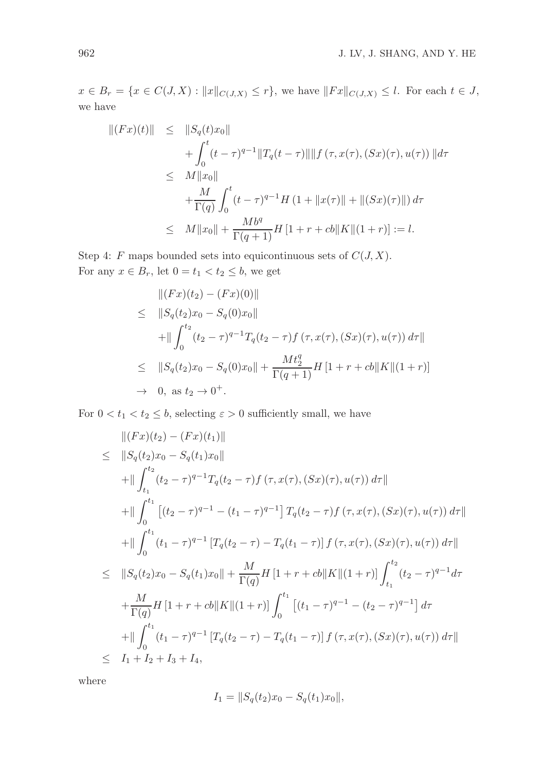$x \in B_r = \{x \in C(J, X) : \|x\|_{C(J,X)} \leq r\}$, we have $\|Fx\|_{C(J,X)} \leq l$. For each $t \in J$, we have

$$
\begin{aligned}
\|(Fx)(t)\| &\leq \|S_q(t)x_0\| \\
&\quad + \int_0^t (t-\tau)^{q-1}\|T_q(t-\tau)\|\|f(\tau, x(\tau), (Sx)(\tau), u(\tau))\| d\tau \\
&\leq M\|x_0\| \\
&\quad + \frac{M}{\Gamma(q)} \int_0^t (t-\tau)^{q-1} H(1 + \|x(\tau)\| + \|(Sx)(\tau)\|) d\tau \\
&\leq M\|x_0\| + \frac{Mb^q}{\Gamma(q+1)} H[1 + r + cb\|K\|(1+r)] := l.
\end{aligned}
$$

Step 4: $F$ maps bounded sets into equicontinuous sets of $C(J, X)$.
For any $x \in B_r$, let $0 = t_1 < t_2 \leq b$, we get

$$
\begin{aligned}
&\|(Fx)(t_2) - (Fx)(0)\| \\
\leq\;& \|S_q(t_2)x_0 - S_q(0)x_0\| \\
&+ \left\| \int_0^{t_2} (t_2-\tau)^{q-1} T_q(t_2-\tau) f(\tau, x(\tau), (Sx)(\tau), u(\tau)) d\tau \right\| \\
\leq\;& \|S_q(t_2)x_0 - S_q(0)x_0\| + \frac{Mt_2^q}{\Gamma(q+1)} H[1 + r + cb\|K\|(1+r)] \\
\to\;& 0, \text{ as } t_2 \to 0^+.
\end{aligned}
$$

For $0 < t_1 < t_2 \leq b$, selecting $\varepsilon > 0$ sufficiently small, we have

$$
\begin{aligned}
&\|(Fx)(t_2) - (Fx)(t_1)\| \\
\leq\;& \|S_q(t_2)x_0 - S_q(t_1)x_0\| \\
&+ \left\| \int_{t_1}^{t_2} (t_2-\tau)^{q-1} T_q(t_2-\tau) f(\tau, x(\tau), (Sx)(\tau), u(\tau)) d\tau \right\| \\
&+ \left\| \int_0^{t_1} \left[(t_2-\tau)^{q-1} - (t_1-\tau)^{q-1}\right] T_q(t_2-\tau) f(\tau, x(\tau), (Sx)(\tau), u(\tau)) d\tau \right\| \\
&+ \left\| \int_0^{t_1} (t_1-\tau)^{q-1} \left[T_q(t_2-\tau) - T_q(t_1-\tau)\right] f(\tau, x(\tau), (Sx)(\tau), u(\tau)) d\tau \right\| \\
\leq\;& \|S_q(t_2)x_0 - S_q(t_1)x_0\| + \frac{M}{\Gamma(q)} H[1 + r + cb\|K\|(1+r)] \int_{t_1}^{t_2} (t_2-\tau)^{q-1} d\tau \\
&+ \frac{M}{\Gamma(q)} H[1 + r + cb\|K\|(1+r)] \int_0^{t_1} \left[(t_1-\tau)^{q-1} - (t_2-\tau)^{q-1}\right] d\tau \\
&+ \left\| \int_0^{t_1} (t_1-\tau)^{q-1} \left[T_q(t_2-\tau) - T_q(t_1-\tau)\right] f(\tau, x(\tau), (Sx)(\tau), u(\tau)) d\tau \right\| \\
\leq\;& I_1 + I_2 + I_3 + I_4,
\end{aligned}
$$

where

$$
I_1 = \|S_q(t_2)x_0 - S_q(t_1)x_0\|,
$$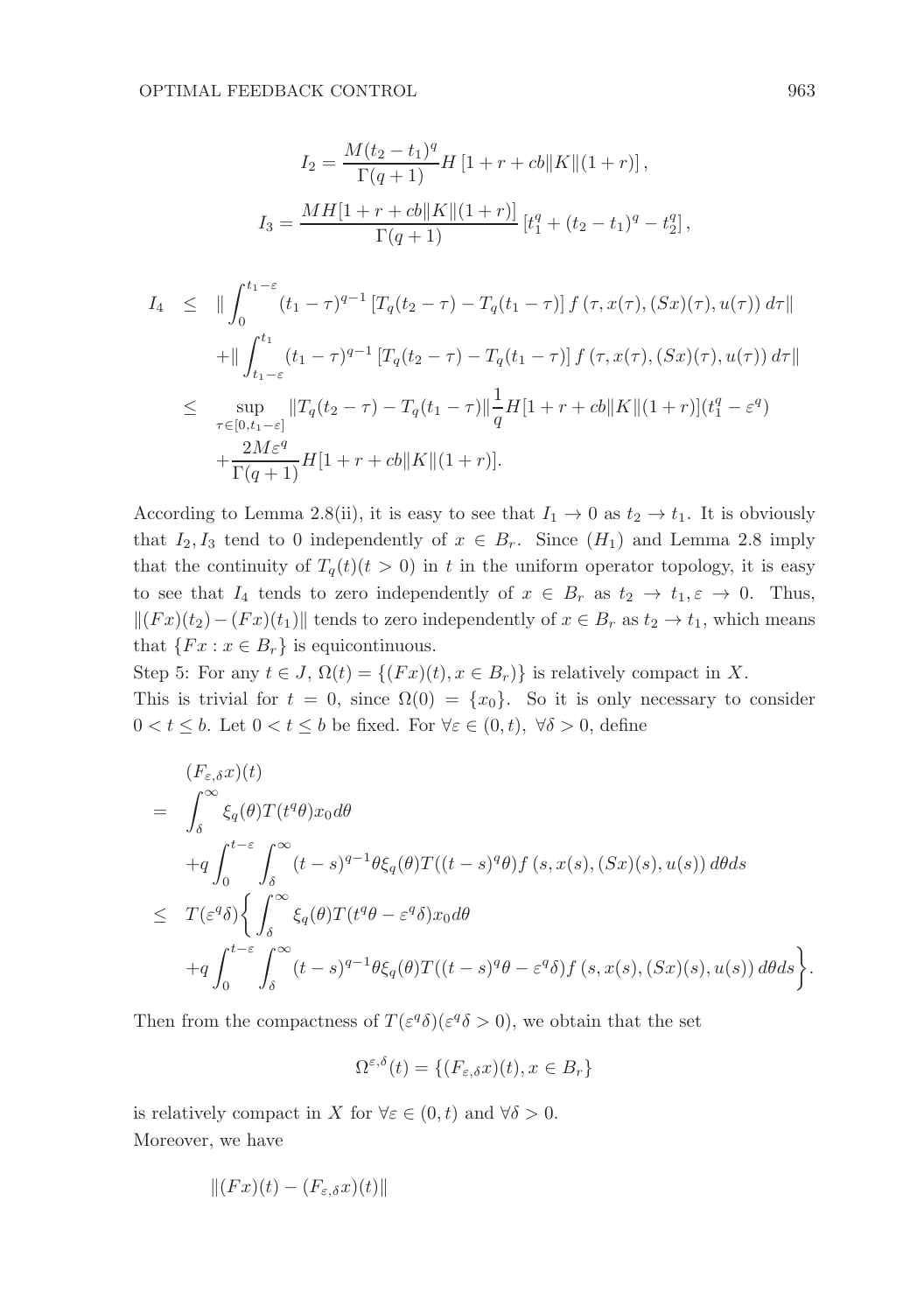$$I_2 = \frac{M(t_2 - t_1)^q}{\Gamma(q+1)} H\left[1 + r + cb\|K\|(1+r)\right],$$

$$I_3 = \frac{MH[1 + r + cb\|K\|(1+r)]}{\Gamma(q+1)}\left[t_1^q + (t_2 - t_1)^q - t_2^q\right],$$

$$\begin{aligned}
I_4 \quad &\leq \quad \left\| \int_0^{t_1 - \varepsilon} (t_1 - \tau)^{q-1} \left[T_q(t_2 - \tau) - T_q(t_1 - \tau)\right] f\left(\tau, x(\tau), (Sx)(\tau), u(\tau)\right) d\tau \right\| \\
&\quad + \left\| \int_{t_1 - \varepsilon}^{t_1} (t_1 - \tau)^{q-1} \left[T_q(t_2 - \tau) - T_q(t_1 - \tau)\right] f\left(\tau, x(\tau), (Sx)(\tau), u(\tau)\right) d\tau \right\| \\
&\leq \quad \sup_{\tau \in [0, t_1 - \varepsilon]} \|T_q(t_2 - \tau) - T_q(t_1 - \tau)\| \frac{1}{q} H[1 + r + cb\|K\|(1+r)](t_1^q - \varepsilon^q) \\
&\quad + \frac{2M\varepsilon^q}{\Gamma(q+1)} H[1 + r + cb\|K\|(1+r)].
\end{aligned}$$

According to Lemma 2.8(ii), it is easy to see that $I_1 \to 0$ as $t_2 \to t_1$. It is obviously that $I_2, I_3$ tend to 0 independently of $x \in B_r$. Since $(H_1)$ and Lemma 2.8 imply that the continuity of $T_q(t)(t > 0)$ in $t$ in the uniform operator topology, it is easy to see that $I_4$ tends to zero independently of $x \in B_r$ as $t_2 \to t_1, \varepsilon \to 0$. Thus, $\|(Fx)(t_2) - (Fx)(t_1)\|$ tends to zero independently of $x \in B_r$ as $t_2 \to t_1$, which means that $\{Fx : x \in B_r\}$ is equicontinuous.

Step 5: For any $t \in J$, $\Omega(t) = \{(Fx)(t), x \in B_r)\}$ is relatively compact in $X$.

This is trivial for $t = 0$, since $\Omega(0) = \{x_0\}$. So it is only necessary to consider $0 < t \leq b$. Let $0 < t \leq b$ be fixed. For $\forall \varepsilon \in (0, t)$, $\forall \delta > 0$, define

$$\begin{aligned}
&(F_{\varepsilon,\delta} x)(t) \\
= \quad & \int_\delta^\infty \xi_q(\theta) T(t^q \theta) x_0 d\theta \\
& + q \int_0^{t-\varepsilon} \int_\delta^\infty (t-s)^{q-1} \theta \xi_q(\theta) T((t-s)^q \theta) f\left(s, x(s), (Sx)(s), u(s)\right) d\theta ds \\
\leq \quad & T(\varepsilon^q \delta) \bigg\{ \int_\delta^\infty \xi_q(\theta) T(t^q \theta - \varepsilon^q \delta) x_0 d\theta \\
& + q \int_0^{t-\varepsilon} \int_\delta^\infty (t-s)^{q-1} \theta \xi_q(\theta) T((t-s)^q \theta - \varepsilon^q \delta) f\left(s, x(s), (Sx)(s), u(s)\right) d\theta ds \bigg\}.
\end{aligned}$$

Then from the compactness of $T(\varepsilon^q \delta)(\varepsilon^q \delta > 0)$, we obtain that the set

$$\Omega^{\varepsilon,\delta}(t) = \{(F_{\varepsilon,\delta} x)(t), x \in B_r\}$$

is relatively compact in $X$ for $\forall \varepsilon \in (0, t)$ and $\forall \delta > 0$.

Moreover, we have

$$\|(Fx)(t) - (F_{\varepsilon,\delta} x)(t)\|$$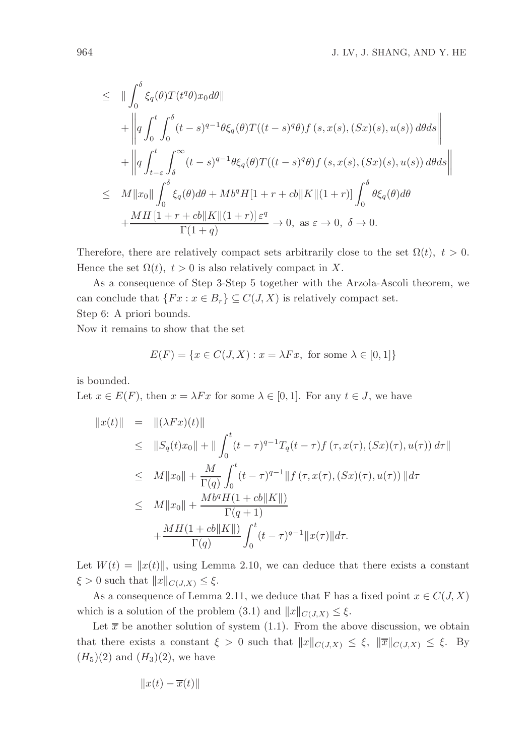$$
\begin{aligned}
&\leq \left\| \int_0^\delta \xi_q(\theta) T(t^q\theta) x_0 d\theta \right\| \\
&\quad + \left\| q \int_0^t \int_0^\delta (t-s)^{q-1} \theta \xi_q(\theta) T((t-s)^q\theta) f\left(s, x(s), (Sx)(s), u(s)\right) d\theta ds \right\| \\
&\quad + \left\| q \int_{t-\varepsilon}^t \int_\delta^\infty (t-s)^{q-1} \theta \xi_q(\theta) T((t-s)^q\theta) f\left(s, x(s), (Sx)(s), u(s)\right) d\theta ds \right\| \\
&\leq M\|x_0\| \int_0^\delta \xi_q(\theta) d\theta + M b^q H [1 + r + cb\|K\|(1+r)] \int_0^\delta \theta \xi_q(\theta) d\theta \\
&\quad + \frac{MH\left[1 + r + cb\|K\|(1+r)\right]\varepsilon^q}{\Gamma(1+q)} \to 0, \text{ as } \varepsilon \to 0, \ \delta \to 0.
\end{aligned}
$$

Therefore, there are relatively compact sets arbitrarily close to the set $\Omega(t),\ t > 0$. Hence the set $\Omega(t),\ t > 0$ is also relatively compact in $X$.

As a consequence of Step 3-Step 5 together with the Arzola-Ascoli theorem, we can conclude that $\{Fx : x \in B_r\} \subseteq C(J, X)$ is relatively compact set.

Step 6: A priori bounds.

Now it remains to show that the set

$$
E(F) = \{x \in C(J, X) : x = \lambda F x, \text{ for some } \lambda \in [0, 1]\}
$$

is bounded.

Let $x \in E(F)$, then $x = \lambda F x$ for some $\lambda \in [0, 1]$. For any $t \in J$, we have

$$
\begin{aligned}
\|x(t)\| &= \|(\lambda F x)(t)\| \\
&\leq \|S_q(t) x_0\| + \left\| \int_0^t (t-\tau)^{q-1} T_q(t-\tau) f\left(\tau, x(\tau), (Sx)(\tau), u(\tau)\right) d\tau \right\| \\
&\leq M\|x_0\| + \frac{M}{\Gamma(q)} \int_0^t (t-\tau)^{q-1} \| f\left(\tau, x(\tau), (Sx)(\tau), u(\tau)\right) \| d\tau \\
&\leq M\|x_0\| + \frac{M b^q H (1 + cb\|K\|)}{\Gamma(q+1)} \\
&\quad + \frac{MH(1 + cb\|K\|)}{\Gamma(q)} \int_0^t (t-\tau)^{q-1} \|x(\tau)\| d\tau.
\end{aligned}
$$

Let $W(t) = \|x(t)\|$, using Lemma 2.10, we can deduce that there exists a constant $\xi > 0$ such that $\|x\|_{C(J,X)} \leq \xi$.

As a consequence of Lemma 2.11, we deduce that F has a fixed point $x \in C(J, X)$ which is a solution of the problem (3.1) and $\|x\|_{C(J,X)} \leq \xi$.

Let $\overline{x}$ be another solution of system (1.1). From the above discussion, we obtain that there exists a constant $\xi > 0$ such that $\|x\|_{C(J,X)} \leq \xi,\ \|\overline{x}\|_{C(J,X)} \leq \xi$. By $(H_5)(2)$ and $(H_3)(2)$, we have

$$
\|x(t) - \overline{x}(t)\|
$$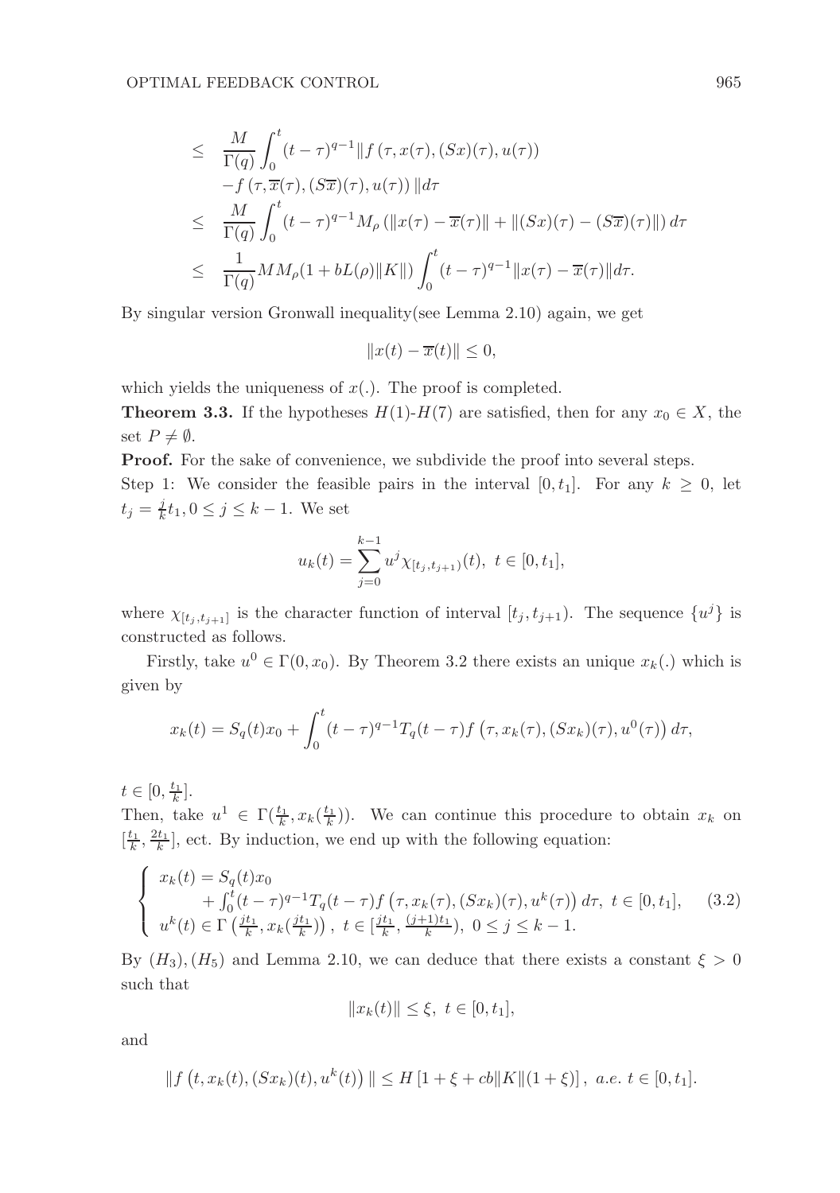$$
\begin{aligned}
&\leq \frac{M}{\Gamma(q)} \int_0^t (t-\tau)^{q-1} \| f(\tau, x(\tau), (Sx)(\tau), u(\tau)) \\
&\quad - f(\tau, \overline{x}(\tau), (S\overline{x})(\tau), u(\tau)) \| d\tau \\
&\leq \frac{M}{\Gamma(q)} \int_0^t (t-\tau)^{q-1} M_\rho (\|x(\tau) - \overline{x}(\tau)\| + \|(Sx)(\tau) - (S\overline{x})(\tau)\|) \, d\tau \\
&\leq \frac{1}{\Gamma(q)} M M_\rho (1 + bL(\rho)\|K\|) \int_0^t (t-\tau)^{q-1} \|x(\tau) - \overline{x}(\tau)\| d\tau.
\end{aligned}
$$

By singular version Gronwall inequality(see Lemma 2.10) again, we get

$$
\|x(t) - \overline{x}(t)\| \leq 0,
$$

which yields the uniqueness of $x(.)$. The proof is completed.

**Theorem 3.3.** If the hypotheses $H(1)$-$H(7)$ are satisfied, then for any $x_0 \in X$, the set $P \neq \emptyset$.

**Proof.** For the sake of convenience, we subdivide the proof into several steps.

Step 1: We consider the feasible pairs in the interval $[0, t_1]$. For any $k \geq 0$, let $t_j = \frac{j}{k} t_1, 0 \leq j \leq k-1$. We set

$$
u_k(t) = \sum_{j=0}^{k-1} u^j \chi_{[t_j, t_{j+1})}(t), \; t \in [0, t_1],
$$

where $\chi_{[t_j, t_{j+1}]}$ is the character function of interval $[t_j, t_{j+1})$. The sequence $\{u^j\}$ is constructed as follows.

Firstly, take $u^0 \in \Gamma(0, x_0)$. By Theorem 3.2 there exists an unique $x_k(.)$ which is given by

$$
x_k(t) = S_q(t)x_0 + \int_0^t (t-\tau)^{q-1} T_q(t-\tau) f\left(\tau, x_k(\tau), (Sx_k)(\tau), u^0(\tau)\right) d\tau,
$$

$t \in [0, \frac{t_1}{k}]$.

Then, take $u^1 \in \Gamma(\frac{t_1}{k}, x_k(\frac{t_1}{k}))$. We can continue this procedure to obtain $x_k$ on $[\frac{t_1}{k}, \frac{2t_1}{k}]$, ect. By induction, we end up with the following equation:

$$
\begin{cases}
x_k(t) = S_q(t)x_0 \\
\qquad + \int_0^t (t-\tau)^{q-1} T_q(t-\tau) f\left(\tau, x_k(\tau), (Sx_k)(\tau), u^k(\tau)\right) d\tau, \; t \in [0, t_1], \\
u^k(t) \in \Gamma\left(\frac{jt_1}{k}, x_k(\frac{jt_1}{k})\right), \; t \in [\frac{jt_1}{k}, \frac{(j+1)t_1}{k}), \; 0 \leq j \leq k-1.
\end{cases} \tag{3.2}
$$

By $(H_3), (H_5)$ and Lemma 2.10, we can deduce that there exists a constant $\xi > 0$ such that

$$
\|x_k(t)\| \leq \xi, \; t \in [0, t_1],
$$

and

$$
\| f\left(t, x_k(t), (Sx_k)(t), u^k(t)\right) \| \leq H \left[1 + \xi + cb\|K\|(1 + \xi)\right], \; a.e. \; t \in [0, t_1].
$$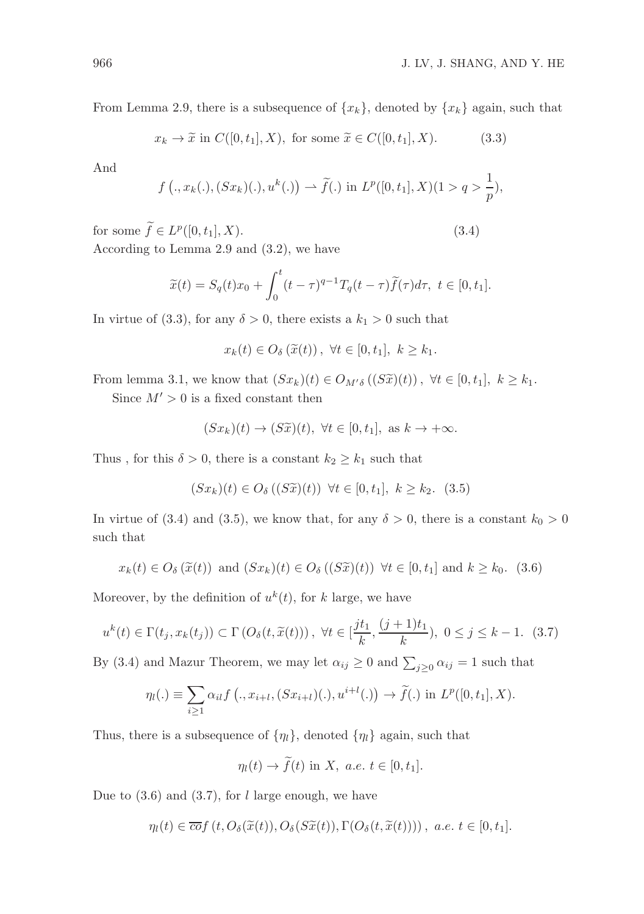From Lemma 2.9, there is a subsequence of $\{x_k\}$, denoted by $\{x_k\}$ again, such that

$$x_k \to \widetilde{x} \text{ in } C([0,t_1],X), \text{ for some } \widetilde{x} \in C([0,t_1],X). \tag{3.3}$$

And

$$f\left(.,x_k(.),(Sx_k)(.),u^k(.)\right) \rightharpoonup \widetilde{f}(.) \text{ in } L^p([0,t_1],X)(1>q>\frac{1}{p}),$$

for some $\widetilde{f} \in L^p([0,t_1],X)$. (3.4)

According to Lemma 2.9 and (3.2), we have

$$\widetilde{x}(t) = S_q(t)x_0 + \int_0^t (t-\tau)^{q-1}T_q(t-\tau)\widetilde{f}(\tau)d\tau, \ t \in [0,t_1].$$

In virtue of (3.3), for any $\delta > 0$, there exists a $k_1 > 0$ such that

$$x_k(t) \in O_\delta\left(\widetilde{x}(t)\right), \ \forall t \in [0,t_1], \ k \geq k_1.$$

From lemma 3.1, we know that $(Sx_k)(t) \in O_{M'\delta}\left((S\widetilde{x})(t)\right), \ \forall t \in [0,t_1], \ k \geq k_1$.

Since $M' > 0$ is a fixed constant then

$$(Sx_k)(t) \to (S\widetilde{x})(t), \ \forall t \in [0,t_1], \text{ as } k \to +\infty.$$

Thus , for this $\delta > 0$, there is a constant $k_2 \geq k_1$ such that

$$(Sx_k)(t) \in O_\delta\left((S\widetilde{x})(t)\right) \ \forall t \in [0,t_1], \ k \geq k_2. \tag{3.5}$$

In virtue of (3.4) and (3.5), we know that, for any $\delta > 0$, there is a constant $k_0 > 0$ such that

$$x_k(t) \in O_\delta\left(\widetilde{x}(t)\right) \text{ and } (Sx_k)(t) \in O_\delta\left((S\widetilde{x})(t)\right) \ \forall t \in [0,t_1] \text{ and } k \geq k_0. \tag{3.6}$$

Moreover, by the definition of $u^k(t)$, for $k$ large, we have

$$u^k(t) \in \Gamma(t_j, x_k(t_j)) \subset \Gamma\left(O_\delta(t,\widetilde{x}(t))\right), \ \forall t \in [\frac{jt_1}{k}, \frac{(j+1)t_1}{k}), \ 0 \leq j \leq k-1. \tag{3.7}$$

By (3.4) and Mazur Theorem, we may let $\alpha_{ij} \geq 0$ and $\sum_{j\geq 0} \alpha_{ij} = 1$ such that

$$\eta_l(.) \equiv \sum_{i\geq 1} \alpha_{il} f\left(., x_{i+l}, (Sx_{i+l})(.), u^{i+l}(.)\right) \to \widetilde{f}(.) \text{ in } L^p([0,t_1],X).$$

Thus, there is a subsequence of $\{\eta_l\}$, denoted $\{\eta_l\}$ again, such that

$$\eta_l(t) \to \widetilde{f}(t) \text{ in } X, \ a.e. \ t \in [0,t_1].$$

Due to (3.6) and (3.7), for $l$ large enough, we have

$$\eta_l(t) \in \overline{co} f\left(t, O_\delta(\widetilde{x}(t)), O_\delta(S\widetilde{x}(t)), \Gamma(O_\delta(t,\widetilde{x}(t)))\right), \ a.e. \ t \in [0,t_1].$$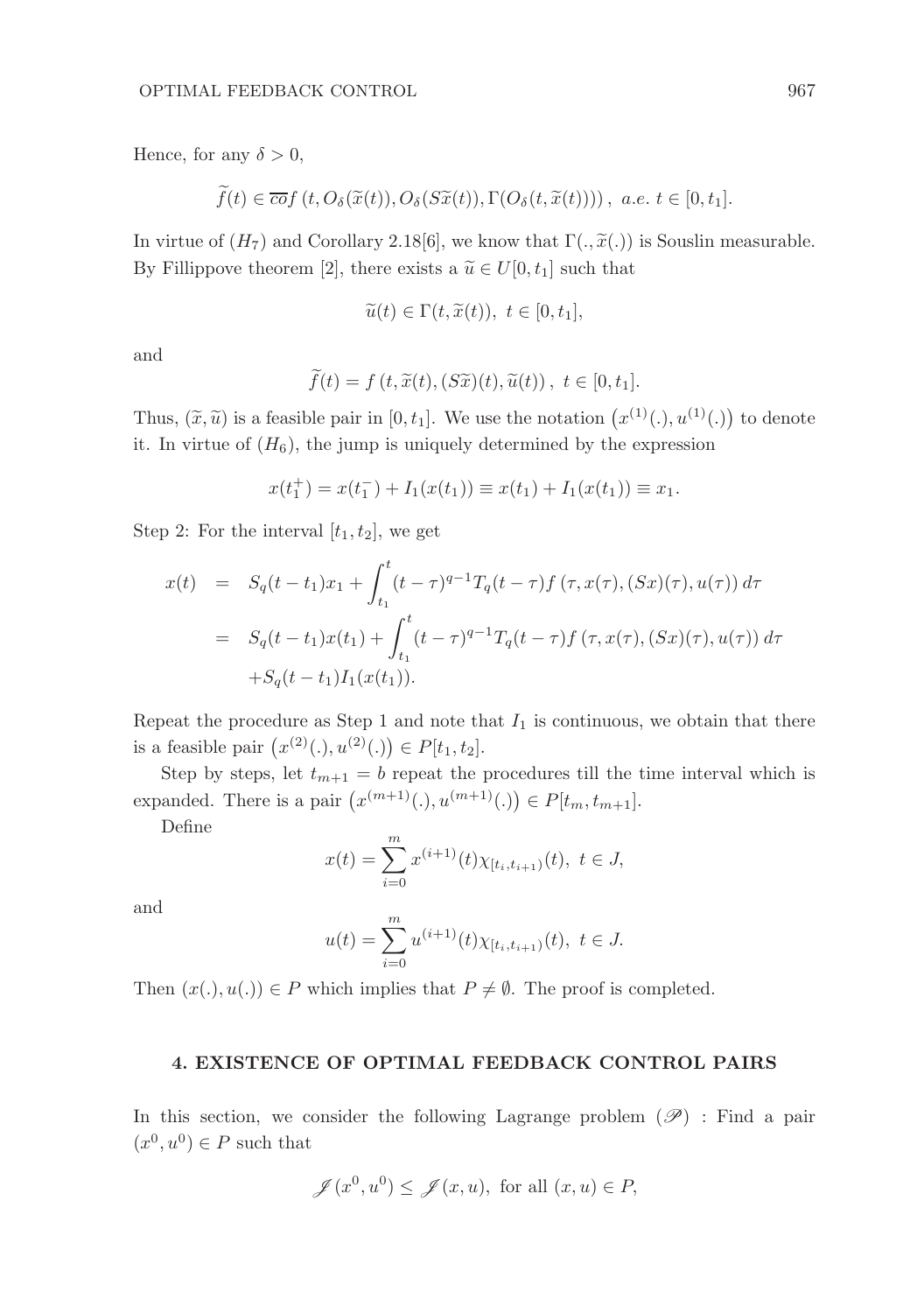Hence, for any $\delta > 0$,

$$\widetilde{f}(t) \in \overline{co} f\left(t, O_\delta(\widetilde{x}(t)), O_\delta(S\widetilde{x}(t)), \Gamma(O_\delta(t, \widetilde{x}(t)))\right), \ a.e. \ t \in [0, t_1].$$

In virtue of $(H_7)$ and Corollary 2.18[6], we know that $\Gamma(., \widetilde{x}(.))$ is Souslin measurable. By Fillippove theorem [2], there exists a $\widetilde{u} \in U[0, t_1]$ such that

$$\widetilde{u}(t) \in \Gamma(t, \widetilde{x}(t)), \ t \in [0, t_1],$$

and

$$\widetilde{f}(t) = f\left(t, \widetilde{x}(t), (S\widetilde{x})(t), \widetilde{u}(t)\right), \ t \in [0, t_1].$$

Thus, $(\widetilde{x}, \widetilde{u})$ is a feasible pair in $[0, t_1]$. We use the notation $\left(x^{(1)}(.), u^{(1)}(.)\right)$ to denote it. In virtue of $(H_6)$, the jump is uniquely determined by the expression

$$x(t_1^+) = x(t_1^-) + I_1(x(t_1)) \equiv x(t_1) + I_1(x(t_1)) \equiv x_1.$$

Step 2: For the interval $[t_1, t_2]$, we get

$$\begin{aligned}
x(t) &= S_q(t - t_1)x_1 + \int_{t_1}^{t} (t - \tau)^{q-1} T_q(t - \tau) f\left(\tau, x(\tau), (Sx)(\tau), u(\tau)\right) d\tau \\
&= S_q(t - t_1)x(t_1) + \int_{t_1}^{t} (t - \tau)^{q-1} T_q(t - \tau) f\left(\tau, x(\tau), (Sx)(\tau), u(\tau)\right) d\tau \\
&\quad + S_q(t - t_1) I_1(x(t_1)).
\end{aligned}$$

Repeat the procedure as Step 1 and note that $I_1$ is continuous, we obtain that there is a feasible pair $\left(x^{(2)}(.), u^{(2)}(.)\right) \in P[t_1, t_2]$.

Step by steps, let $t_{m+1} = b$ repeat the procedures till the time interval which is expanded. There is a pair $\left(x^{(m+1)}(.), u^{(m+1)}(.)\right) \in P[t_m, t_{m+1}]$.

Define

$$x(t) = \sum_{i=0}^{m} x^{(i+1)}(t) \chi_{[t_i, t_{i+1})}(t), \ t \in J,$$

and

$$u(t) = \sum_{i=0}^{m} u^{(i+1)}(t) \chi_{[t_i, t_{i+1})}(t), \ t \in J.$$

Then $(x(.), u(.)) \in P$ which implies that $P \neq \emptyset$. The proof is completed.

## 4. EXISTENCE OF OPTIMAL FEEDBACK CONTROL PAIRS

In this section, we consider the following Lagrange problem $(\mathscr{P})$ : Find a pair $(x^0, u^0) \in P$ such that

$$\mathscr{J}(x^0, u^0) \leq \mathscr{J}(x, u), \text{ for all } (x, u) \in P,$$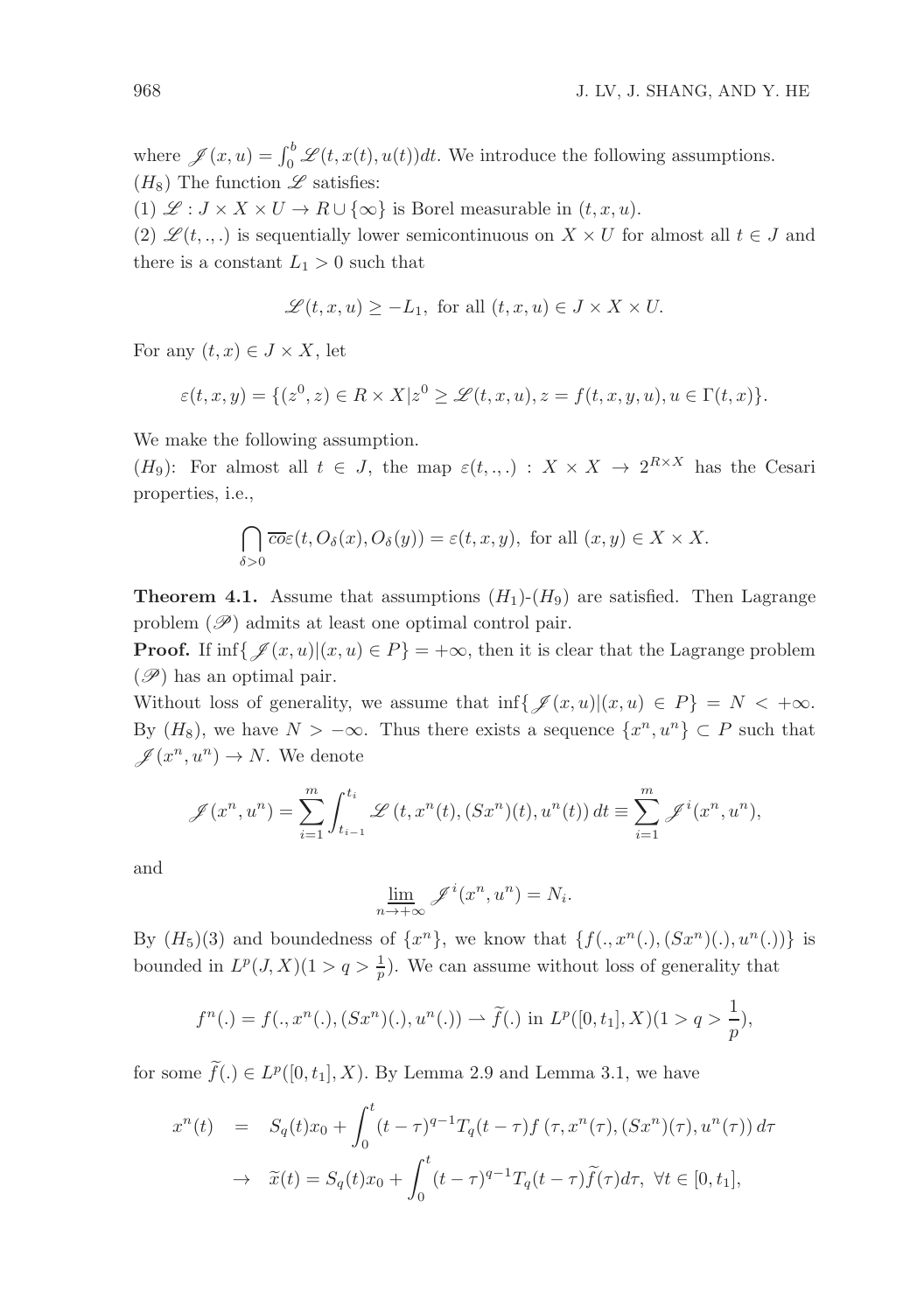where $\mathscr{J}(x,u) = \int_0^b \mathscr{L}(t,x(t),u(t))dt$. We introduce the following assumptions.

$(H_8)$ The function $\mathscr{L}$ satisfies:

(1) $\mathscr{L} : J \times X \times U \to R \cup \{\infty\}$ is Borel measurable in $(t,x,u)$.

(2) $\mathscr{L}(t,.,.)$ is sequentially lower semicontinuous on $X \times U$ for almost all $t \in J$ and there is a constant $L_1 > 0$ such that

$$\mathscr{L}(t,x,u) \geq -L_1, \text{ for all } (t,x,u) \in J \times X \times U.$$

For any $(t,x) \in J \times X$, let

$$\varepsilon(t,x,y) = \{(z^0, z) \in R \times X | z^0 \geq \mathscr{L}(t,x,u), z = f(t,x,y,u), u \in \Gamma(t,x)\}.$$

We make the following assumption.

$(H_9)$: For almost all $t \in J$, the map $\varepsilon(t,.,.) : X \times X \to 2^{R\times X}$ has the Cesari properties, i.e.,

$$\bigcap_{\delta>0} \overline{co}\varepsilon(t, O_\delta(x), O_\delta(y)) = \varepsilon(t,x,y), \text{ for all } (x,y) \in X \times X.$$

**Theorem 4.1.** Assume that assumptions $(H_1)$-$(H_9)$ are satisfied. Then Lagrange problem $(\mathscr{P})$ admits at least one optimal control pair.

**Proof.** If $\inf\{\mathscr{J}(x,u)|(x,u) \in P\} = +\infty$, then it is clear that the Lagrange problem $(\mathscr{P})$ has an optimal pair.

Without loss of generality, we assume that $\inf\{\mathscr{J}(x,u)|(x,u) \in P\} = N < +\infty$. By $(H_8)$, we have $N > -\infty$. Thus there exists a sequence $\{x^n, u^n\} \subset P$ such that $\mathscr{J}(x^n, u^n) \to N$. We denote

$$\mathscr{J}(x^n, u^n) = \sum_{i=1}^{m} \int_{t_{i-1}}^{t_i} \mathscr{L}\left(t, x^n(t), (Sx^n)(t), u^n(t)\right) dt \equiv \sum_{i=1}^{m} \mathscr{J}^i(x^n, u^n),$$

and

$$\underline{\lim}_{n\to+\infty} \mathscr{J}^i(x^n, u^n) = N_i.$$

By $(H_5)(3)$ and boundedness of $\{x^n\}$, we know that $\{f(., x^n(.), (Sx^n)(.), u^n(.))\}$ is bounded in $L^p(J,X)(1 > q > \frac{1}{p})$. We can assume without loss of generality that

$$f^n(.) = f(., x^n(.), (Sx^n)(.), u^n(.)) \rightharpoonup \widetilde{f}(.) \text{ in } L^p([0,t_1], X)(1 > q > \frac{1}{p}),$$

for some $\widetilde{f}(.) \in L^p([0,t_1], X)$. By Lemma 2.9 and Lemma 3.1, we have

$$\begin{aligned} x^n(t) &= S_q(t)x_0 + \int_0^t (t-\tau)^{q-1} T_q(t-\tau) f\left(\tau, x^n(\tau), (Sx^n)(\tau), u^n(\tau)\right) d\tau \\ &\to \widetilde{x}(t) = S_q(t)x_0 + \int_0^t (t-\tau)^{q-1} T_q(t-\tau)\widetilde{f}(\tau)d\tau, \ \forall t \in [0,t_1], \end{aligned}$$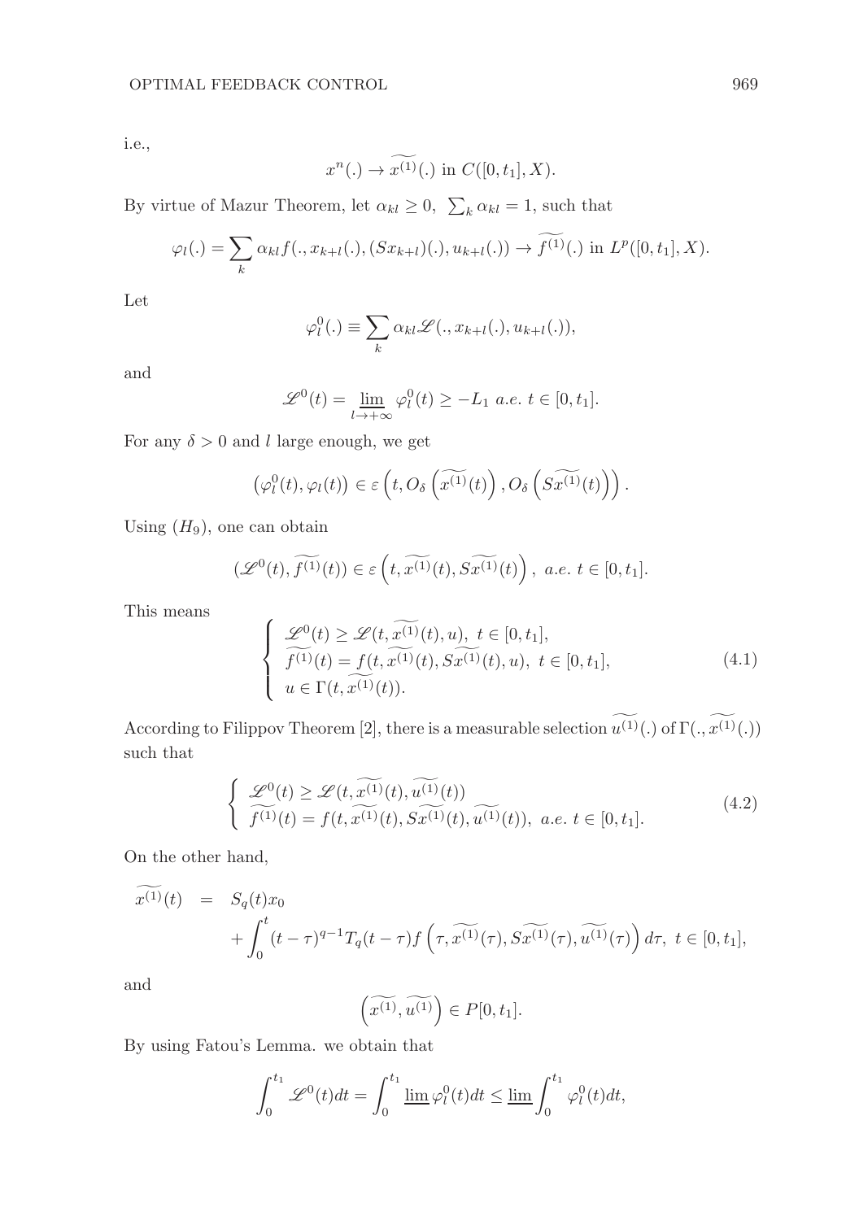i.e.,

$$x^n(.) \to \widetilde{x^{(1)}}(.) \text{ in } C([0,t_1],X).$$

By virtue of Mazur Theorem, let $\alpha_{kl} \geq 0$, $\sum_k \alpha_{kl} = 1$, such that

$$\varphi_l(.) = \sum_k \alpha_{kl} f(., x_{k+l}(.), (Sx_{k+l})(.), u_{k+l}(.)) \to \widetilde{f^{(1)}}(.) \text{ in } L^p([0,t_1],X).$$

Let

$$\varphi_l^0(.) \equiv \sum_k \alpha_{kl} \mathscr{L}(., x_{k+l}(.), u_{k+l}(.)),$$

and

$$\mathscr{L}^0(t) = \varliminf_{l \to +\infty} \varphi_l^0(t) \geq -L_1 \ a.e. \ t \in [0,t_1].$$

For any $\delta > 0$ and $l$ large enough, we get

$$\left(\varphi_l^0(t), \varphi_l(t)\right) \in \varepsilon\left(t, O_\delta\left(\widetilde{x^{(1)}}(t)\right), O_\delta\left(\widetilde{Sx^{(1)}}(t)\right)\right).$$

Using $(H_9)$, one can obtain

$$(\mathscr{L}^0(t), \widetilde{f^{(1)}}(t)) \in \varepsilon\left(t, \widetilde{x^{(1)}}(t), \widetilde{Sx^{(1)}}(t)\right), \ a.e. \ t \in [0,t_1].$$

This means

$$\begin{cases} \mathscr{L}^0(t) \geq \mathscr{L}(t, \widetilde{x^{(1)}}(t), u), \ t \in [0,t_1], \\ \widetilde{f^{(1)}}(t) = f(t, \widetilde{x^{(1)}}(t), \widetilde{Sx^{(1)}}(t), u), \ t \in [0,t_1], \\ u \in \Gamma(t, \widetilde{x^{(1)}}(t)). \end{cases} \tag{4.1}$$

According to Filippov Theorem [2], there is a measurable selection $\widetilde{u^{(1)}}(.)$ of $\Gamma(., \widetilde{x^{(1)}}(.))$ such that

$$\begin{cases} \mathscr{L}^0(t) \geq \mathscr{L}(t, \widetilde{x^{(1)}}(t), \widetilde{u^{(1)}}(t)) \\ \widetilde{f^{(1)}}(t) = f(t, \widetilde{x^{(1)}}(t), \widetilde{Sx^{(1)}}(t), \widetilde{u^{(1)}}(t)), \ a.e. \ t \in [0,t_1]. \end{cases} \tag{4.2}$$

On the other hand,

$$\begin{aligned} \widetilde{x^{(1)}}(t) &= S_q(t)x_0 \\ &\quad + \int_0^t (t-\tau)^{q-1} T_q(t-\tau) f\left(\tau, \widetilde{x^{(1)}}(\tau), \widetilde{Sx^{(1)}}(\tau), \widetilde{u^{(1)}}(\tau)\right) d\tau, \ t \in [0,t_1], \end{aligned}$$

and

$$\left(\widetilde{x^{(1)}}, \widetilde{u^{(1)}}\right) \in P[0,t_1].$$

By using Fatou's Lemma. we obtain that

$$\int_0^{t_1} \mathscr{L}^0(t)dt = \int_0^{t_1} \varliminf \varphi_l^0(t)dt \leq \varliminf \int_0^{t_1} \varphi_l^0(t)dt,$$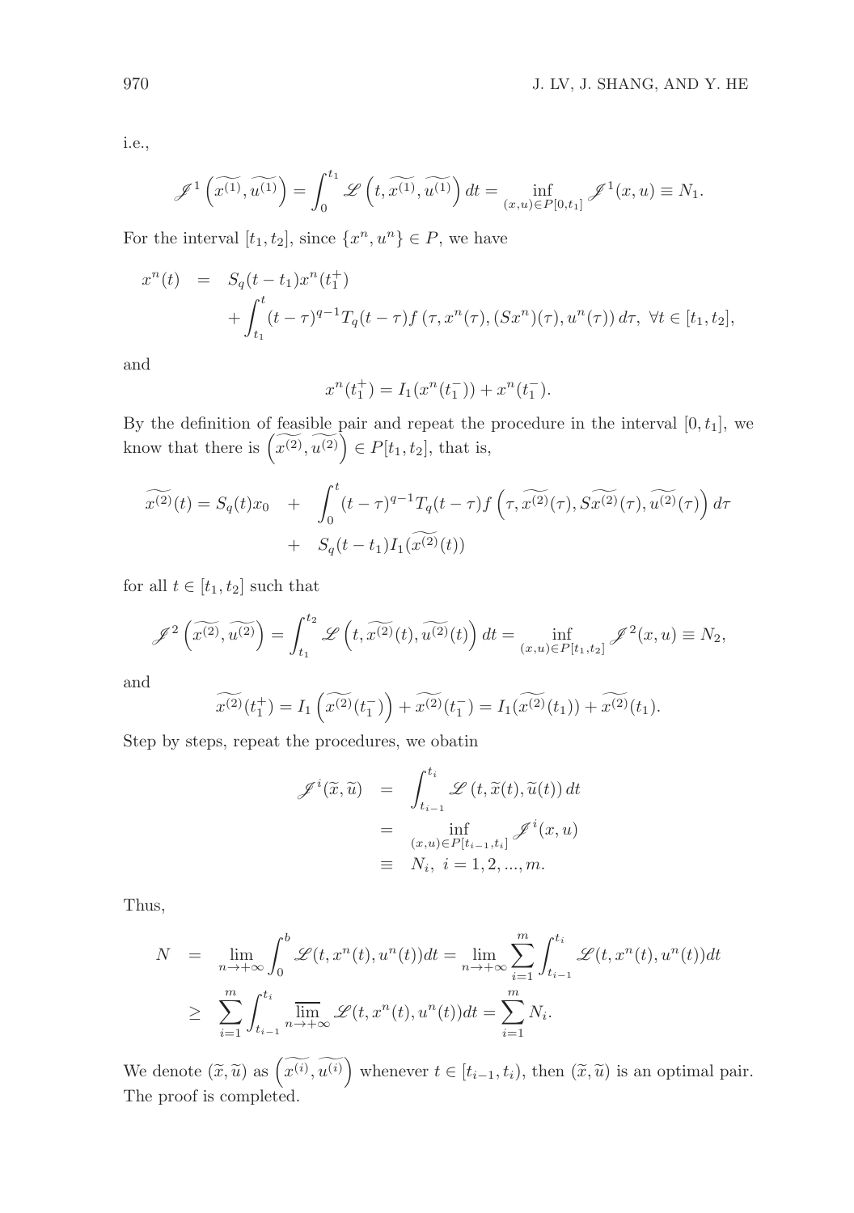i.e.,

$$\mathscr{J}^1\left(\widetilde{x^{(1)}}, \widetilde{u^{(1)}}\right) = \int_0^{t_1} \mathscr{L}\left(t, \widetilde{x^{(1)}}, \widetilde{u^{(1)}}\right) dt = \inf_{(x,u)\in P[0,t_1]} \mathscr{J}^1(x,u) \equiv N_1.$$

For the interval $[t_1, t_2]$, since $\{x^n, u^n\} \in P$, we have

$$\begin{aligned} x^n(t) &= S_q(t-t_1)x^n(t_1^+) \\ &\quad + \int_{t_1}^t (t-\tau)^{q-1} T_q(t-\tau) f\left(\tau, x^n(\tau), (Sx^n)(\tau), u^n(\tau)\right) d\tau, \ \forall t \in [t_1, t_2], \end{aligned}$$

and

$$x^n(t_1^+) = I_1(x^n(t_1^-)) + x^n(t_1^-).$$

By the definition of feasible pair and repeat the procedure in the interval $[0, t_1]$, we know that there is $\left(\widetilde{x^{(2)}}, \widetilde{u^{(2)}}\right) \in P[t_1, t_2]$, that is,

$$\begin{aligned} \widetilde{x^{(2)}}(t) = S_q(t)x_0 \quad &+ \quad \int_0^t (t-\tau)^{q-1} T_q(t-\tau) f\left(\tau, \widetilde{x^{(2)}}(\tau), S\widetilde{x^{(2)}}(\tau), \widetilde{u^{(2)}}(\tau)\right) d\tau \\ &+ \quad S_q(t-t_1) I_1(\widetilde{x^{(2)}}(t)) \end{aligned}$$

for all $t \in [t_1, t_2]$ such that

$$\mathscr{J}^2\left(\widetilde{x^{(2)}}, \widetilde{u^{(2)}}\right) = \int_{t_1}^{t_2} \mathscr{L}\left(t, \widetilde{x^{(2)}}(t), \widetilde{u^{(2)}}(t)\right) dt = \inf_{(x,u)\in P[t_1,t_2]} \mathscr{J}^2(x,u) \equiv N_2,$$

and

$$\widetilde{x^{(2)}}(t_1^+) = I_1\left(\widetilde{x^{(2)}}(t_1^-)\right) + \widetilde{x^{(2)}}(t_1^-) = I_1(\widetilde{x^{(2)}}(t_1)) + \widetilde{x^{(2)}}(t_1).$$

Step by steps, repeat the procedures, we obatin

$$\begin{aligned} \mathscr{J}^i(\widetilde{x}, \widetilde{u}) &= \int_{t_{i-1}}^{t_i} \mathscr{L}\left(t, \widetilde{x}(t), \widetilde{u}(t)\right) dt \\ &= \inf_{(x,u)\in P[t_{i-1},t_i]} \mathscr{J}^i(x,u) \\ &\equiv N_i, \ i = 1, 2, ..., m. \end{aligned}$$

Thus,

$$\begin{aligned} N &= \lim_{n\to+\infty} \int_0^b \mathscr{L}(t, x^n(t), u^n(t))dt = \lim_{n\to+\infty} \sum_{i=1}^m \int_{t_{i-1}}^{t_i} \mathscr{L}(t, x^n(t), u^n(t))dt \\ &\geq \sum_{i=1}^m \int_{t_{i-1}}^{t_i} \overline{\lim_{n\to+\infty}} \mathscr{L}(t, x^n(t), u^n(t))dt = \sum_{i=1}^m N_i. \end{aligned}$$

We denote $(\widetilde{x}, \widetilde{u})$ as $\left(\widetilde{x^{(i)}}, \widetilde{u^{(i)}}\right)$ whenever $t \in [t_{i-1}, t_i)$, then $(\widetilde{x}, \widetilde{u})$ is an optimal pair. The proof is completed.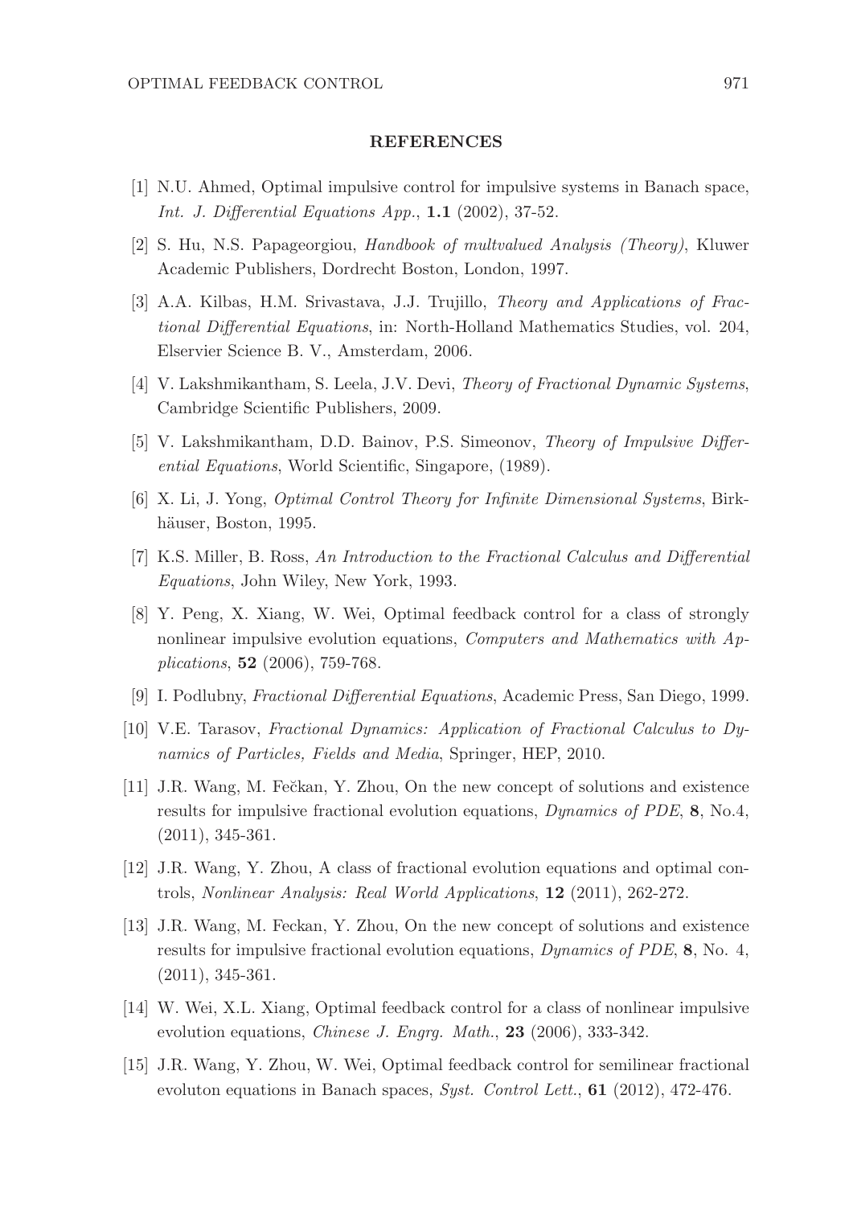## REFERENCES

[1] N.U. Ahmed, Optimal impulsive control for impulsive systems in Banach space, *Int. J. Differential Equations App.*, **1.1** (2002), 37-52.

[2] S. Hu, N.S. Papageorgiou, *Handbook of multvalued Analysis (Theory)*, Kluwer Academic Publishers, Dordrecht Boston, London, 1997.

[3] A.A. Kilbas, H.M. Srivastava, J.J. Trujillo, *Theory and Applications of Fractional Differential Equations*, in: North-Holland Mathematics Studies, vol. 204, Elservier Science B. V., Amsterdam, 2006.

[4] V. Lakshmikantham, S. Leela, J.V. Devi, *Theory of Fractional Dynamic Systems*, Cambridge Scientific Publishers, 2009.

[5] V. Lakshmikantham, D.D. Bainov, P.S. Simeonov, *Theory of Impulsive Differential Equations*, World Scientific, Singapore, (1989).

[6] X. Li, J. Yong, *Optimal Control Theory for Infinite Dimensional Systems*, Birkhäuser, Boston, 1995.

[7] K.S. Miller, B. Ross, *An Introduction to the Fractional Calculus and Differential Equations*, John Wiley, New York, 1993.

[8] Y. Peng, X. Xiang, W. Wei, Optimal feedback control for a class of strongly nonlinear impulsive evolution equations, *Computers and Mathematics with Applications*, **52** (2006), 759-768.

[9] I. Podlubny, *Fractional Differential Equations*, Academic Press, San Diego, 1999.

[10] V.E. Tarasov, *Fractional Dynamics: Application of Fractional Calculus to Dynamics of Particles, Fields and Media*, Springer, HEP, 2010.

[11] J.R. Wang, M. Fečkan, Y. Zhou, On the new concept of solutions and existence results for impulsive fractional evolution equations, *Dynamics of PDE*, **8**, No.4, (2011), 345-361.

[12] J.R. Wang, Y. Zhou, A class of fractional evolution equations and optimal controls, *Nonlinear Analysis: Real World Applications*, **12** (2011), 262-272.

[13] J.R. Wang, M. Feckan, Y. Zhou, On the new concept of solutions and existence results for impulsive fractional evolution equations, *Dynamics of PDE*, **8**, No. 4, (2011), 345-361.

[14] W. Wei, X.L. Xiang, Optimal feedback control for a class of nonlinear impulsive evolution equations, *Chinese J. Engrg. Math.*, **23** (2006), 333-342.

[15] J.R. Wang, Y. Zhou, W. Wei, Optimal feedback control for semilinear fractional evoluton equations in Banach spaces, *Syst. Control Lett.*, **61** (2012), 472-476.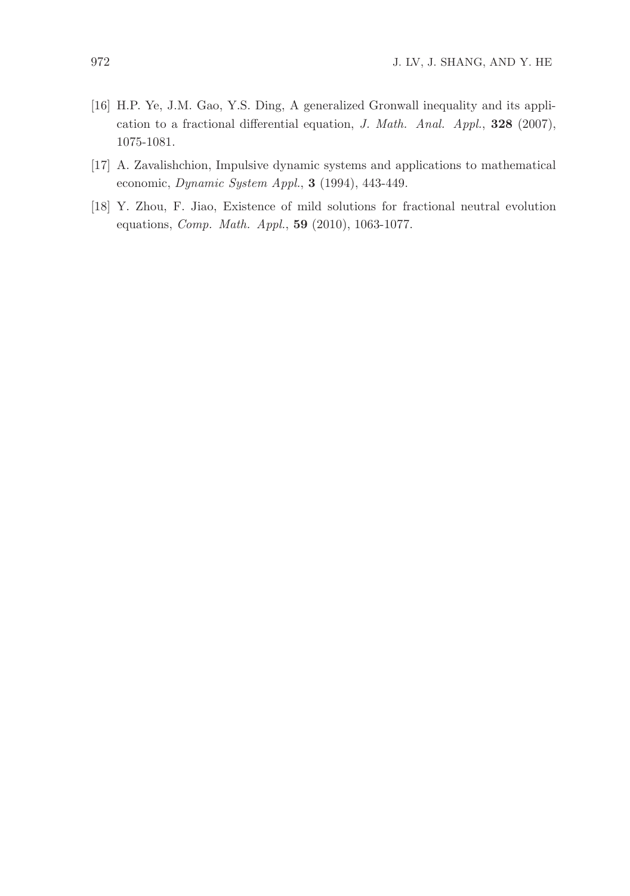[16] H.P. Ye, J.M. Gao, Y.S. Ding, A generalized Gronwall inequality and its application to a fractional differential equation, *J. Math. Anal. Appl.*, **328** (2007), 1075-1081.

[17] A. Zavalishchion, Impulsive dynamic systems and applications to mathematical economic, *Dynamic System Appl.*, **3** (1994), 443-449.

[18] Y. Zhou, F. Jiao, Existence of mild solutions for fractional neutral evolution equations, *Comp. Math. Appl.*, **59** (2010), 1063-1077.